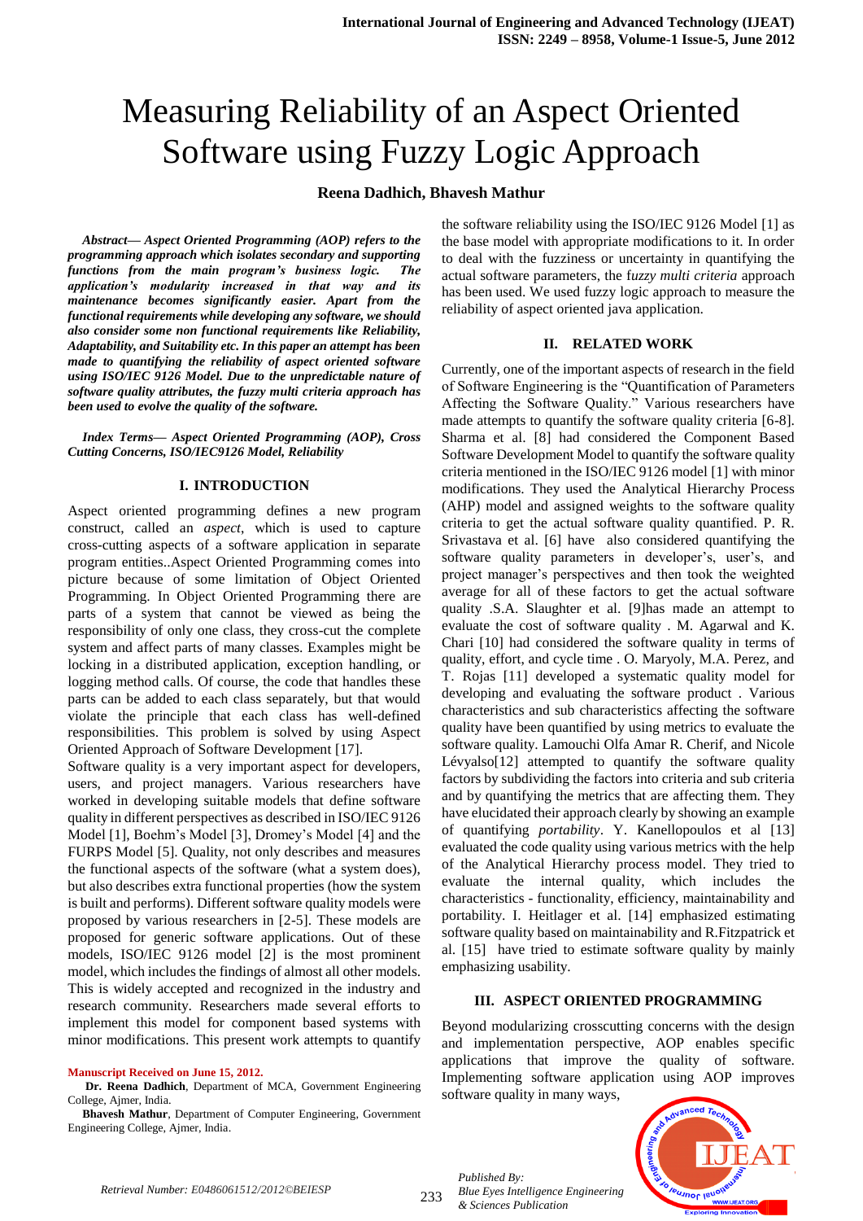# Measuring Reliability of an Aspect Oriented Software using Fuzzy Logic Approach

**Reena Dadhich, Bhavesh Mathur**

***Abstract— Aspect Oriented Programming (AOP) refers to the programming approach which isolates secondary and supporting functions from the main program's business logic. The application's modularity increased in that way and its maintenance becomes significantly easier. Apart from the functional requirements while developing any software, we should also consider some non functional requirements like Reliability, Adaptability, and Suitability etc. In this paper an attempt has been made to quantifying the reliability of aspect oriented software using ISO/IEC 9126 Model. Due to the unpredictable nature of software quality attributes, the fuzzy multi criteria approach has been used to evolve the quality of the software.***

***Index Terms— Aspect Oriented Programming (AOP), Cross Cutting Concerns, ISO/IEC9126 Model, Reliability***

## I. INTRODUCTION

Aspect oriented programming defines a new program construct, called an *aspect*, which is used to capture cross-cutting aspects of a software application in separate program entities..Aspect Oriented Programming comes into picture because of some limitation of Object Oriented Programming. In Object Oriented Programming there are parts of a system that cannot be viewed as being the responsibility of only one class, they cross-cut the complete system and affect parts of many classes. Examples might be locking in a distributed application, exception handling, or logging method calls. Of course, the code that handles these parts can be added to each class separately, but that would violate the principle that each class has well-defined responsibilities. This problem is solved by using Aspect Oriented Approach of Software Development [17].

Software quality is a very important aspect for developers, users, and project managers. Various researchers have worked in developing suitable models that define software quality in different perspectives as described in ISO/IEC 9126 Model [1], Boehm's Model [3], Dromey's Model [4] and the FURPS Model [5]. Quality, not only describes and measures the functional aspects of the software (what a system does), but also describes extra functional properties (how the system is built and performs). Different software quality models were proposed by various researchers in [2-5]. These models are proposed for generic software applications. Out of these models, ISO/IEC 9126 model [2] is the most prominent model, which includes the findings of almost all other models. This is widely accepted and recognized in the industry and research community. Researchers made several efforts to implement this model for component based systems with minor modifications. This present work attempts to quantify the software reliability using the ISO/IEC 9126 Model [1] as the base model with appropriate modifications to it. In order to deal with the fuzziness or uncertainty in quantifying the actual software parameters, the f*uzzy multi criteria* approach has been used. We used fuzzy logic approach to measure the reliability of aspect oriented java application.

**Manuscript Received on June 15, 2012.**

**Dr. Reena Dadhich**, Department of MCA, Government Engineering College, Ajmer, India.

**Bhavesh Mathur**, Department of Computer Engineering, Government Engineering College, Ajmer, India.

## II. RELATED WORK

Currently, one of the important aspects of research in the field of Software Engineering is the "Quantification of Parameters Affecting the Software Quality." Various researchers have made attempts to quantify the software quality criteria [6-8]. Sharma et al. [8] had considered the Component Based Software Development Model to quantify the software quality criteria mentioned in the ISO/IEC 9126 model [1] with minor modifications. They used the Analytical Hierarchy Process (AHP) model and assigned weights to the software quality criteria to get the actual software quality quantified. P. R. Srivastava et al. [6] have also considered quantifying the software quality parameters in developer's, user's, and project manager's perspectives and then took the weighted average for all of these factors to get the actual software quality .S.A. Slaughter et al. [9]has made an attempt to evaluate the cost of software quality . M. Agarwal and K. Chari [10] had considered the software quality in terms of quality, effort, and cycle time . O. Maryoly, M.A. Perez, and T. Rojas [11] developed a systematic quality model for developing and evaluating the software product . Various characteristics and sub characteristics affecting the software quality have been quantified by using metrics to evaluate the software quality. Lamouchi Olfa Amar R. Cherif, and Nicole Lévyalso[12] attempted to quantify the software quality factors by subdividing the factors into criteria and sub criteria and by quantifying the metrics that are affecting them. They have elucidated their approach clearly by showing an example of quantifying *portability*. Y. Kanellopoulos et al [13] evaluated the code quality using various metrics with the help of the Analytical Hierarchy process model. They tried to evaluate the internal quality, which includes the characteristics - functionality, efficiency, maintainability and portability. I. Heitlager et al. [14] emphasized estimating software quality based on maintainability and R.Fitzpatrick et al. [15] have tried to estimate software quality by mainly emphasizing usability.

## III. ASPECT ORIENTED PROGRAMMING

Beyond modularizing crosscutting concerns with the design and implementation perspective, AOP enables specific applications that improve the quality of software. Implementing software application using AOP improves software quality in many ways,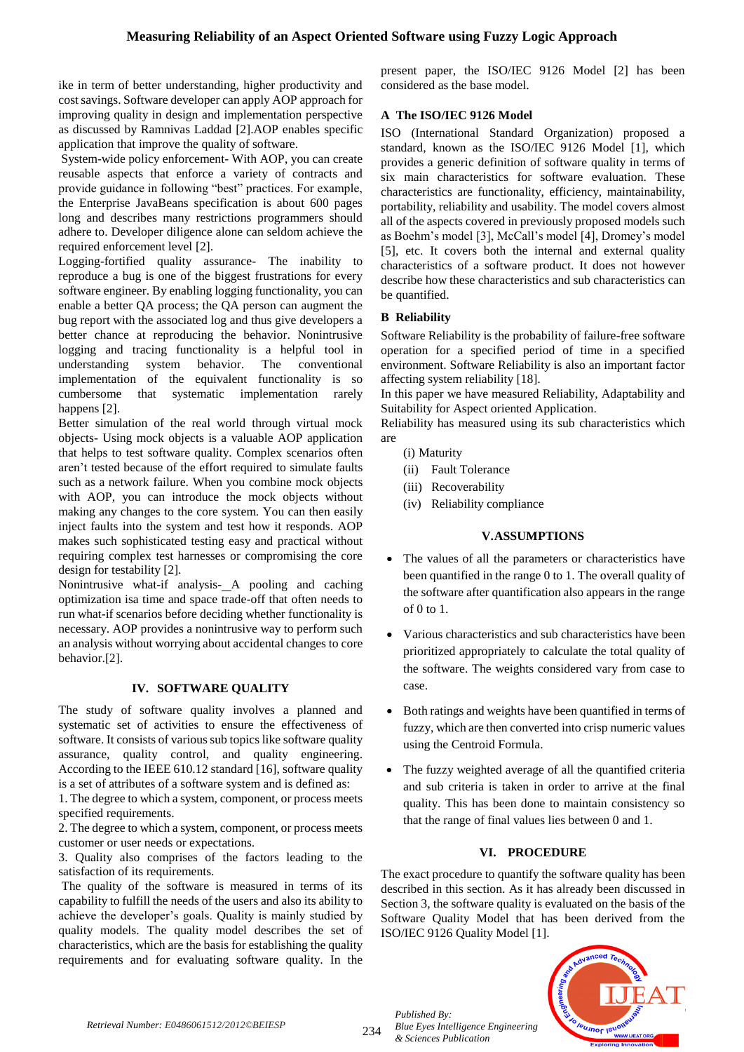ike in term of better understanding, higher productivity and cost savings. Software developer can apply AOP approach for improving quality in design and implementation perspective as discussed by Ramnivas Laddad [2].AOP enables specific application that improve the quality of software.

System-wide policy enforcement- With AOP, you can create reusable aspects that enforce a variety of contracts and provide guidance in following "best" practices. For example, the Enterprise JavaBeans specification is about 600 pages long and describes many restrictions programmers should adhere to. Developer diligence alone can seldom achieve the required enforcement level [2].

Logging-fortified quality assurance- The inability to reproduce a bug is one of the biggest frustrations for every software engineer. By enabling logging functionality, you can enable a better QA process; the QA person can augment the bug report with the associated log and thus give developers a better chance at reproducing the behavior. Nonintrusive logging and tracing functionality is a helpful tool in understanding system behavior. The conventional implementation of the equivalent functionality is so cumbersome that systematic implementation rarely happens [2].

Better simulation of the real world through virtual mock objects- Using mock objects is a valuable AOP application that helps to test software quality. Complex scenarios often aren't tested because of the effort required to simulate faults such as a network failure. When you combine mock objects with AOP, you can introduce the mock objects without making any changes to the core system. You can then easily inject faults into the system and test how it responds. AOP makes such sophisticated testing easy and practical without requiring complex test harnesses or compromising the core design for testability [2].

Nonintrusive what-if analysis- A pooling and caching optimization isa time and space trade-off that often needs to run what-if scenarios before deciding whether functionality is necessary. AOP provides a nonintrusive way to perform such an analysis without worrying about accidental changes to core behavior.[2].

## IV. SOFTWARE QUALITY

The study of software quality involves a planned and systematic set of activities to ensure the effectiveness of software. It consists of various sub topics like software quality assurance, quality control, and quality engineering. According to the IEEE 610.12 standard [16], software quality is a set of attributes of a software system and is defined as:

1. The degree to which a system, component, or process meets specified requirements.
2. The degree to which a system, component, or process meets customer or user needs or expectations.
3. Quality also comprises of the factors leading to the satisfaction of its requirements.

The quality of the software is measured in terms of its capability to fulfill the needs of the users and also its ability to achieve the developer's goals. Quality is mainly studied by quality models. The quality model describes the set of characteristics, which are the basis for establishing the quality requirements and for evaluating software quality. In the present paper, the ISO/IEC 9126 Model [2] has been considered as the base model.

### A The ISO/IEC 9126 Model

ISO (International Standard Organization) proposed a standard, known as the ISO/IEC 9126 Model [1], which provides a generic definition of software quality in terms of six main characteristics for software evaluation. These characteristics are functionality, efficiency, maintainability, portability, reliability and usability. The model covers almost all of the aspects covered in previously proposed models such as Boehm's model [3], McCall's model [4], Dromey's model [5], etc. It covers both the internal and external quality characteristics of a software product. It does not however describe how these characteristics and sub characteristics can be quantified.

### B Reliability

Software Reliability is the probability of failure-free software operation for a specified period of time in a specified environment. Software Reliability is also an important factor affecting system reliability [18].

In this paper we have measured Reliability, Adaptability and Suitability for Aspect oriented Application.

Reliability has measured using its sub characteristics which are

(i) Maturity
(ii) Fault Tolerance
(iii) Recoverability
(iv) Reliability compliance

## V.ASSUMPTIONS

- The values of all the parameters or characteristics have been quantified in the range 0 to 1. The overall quality of the software after quantification also appears in the range of 0 to 1.
- Various characteristics and sub characteristics have been prioritized appropriately to calculate the total quality of the software. The weights considered vary from case to case.
- Both ratings and weights have been quantified in terms of fuzzy, which are then converted into crisp numeric values using the Centroid Formula.
- The fuzzy weighted average of all the quantified criteria and sub criteria is taken in order to arrive at the final quality. This has been done to maintain consistency so that the range of final values lies between 0 and 1.

## VI. PROCEDURE

The exact procedure to quantify the software quality has been described in this section. As it has already been discussed in Section 3, the software quality is evaluated on the basis of the Software Quality Model that has been derived from the ISO/IEC 9126 Quality Model [1].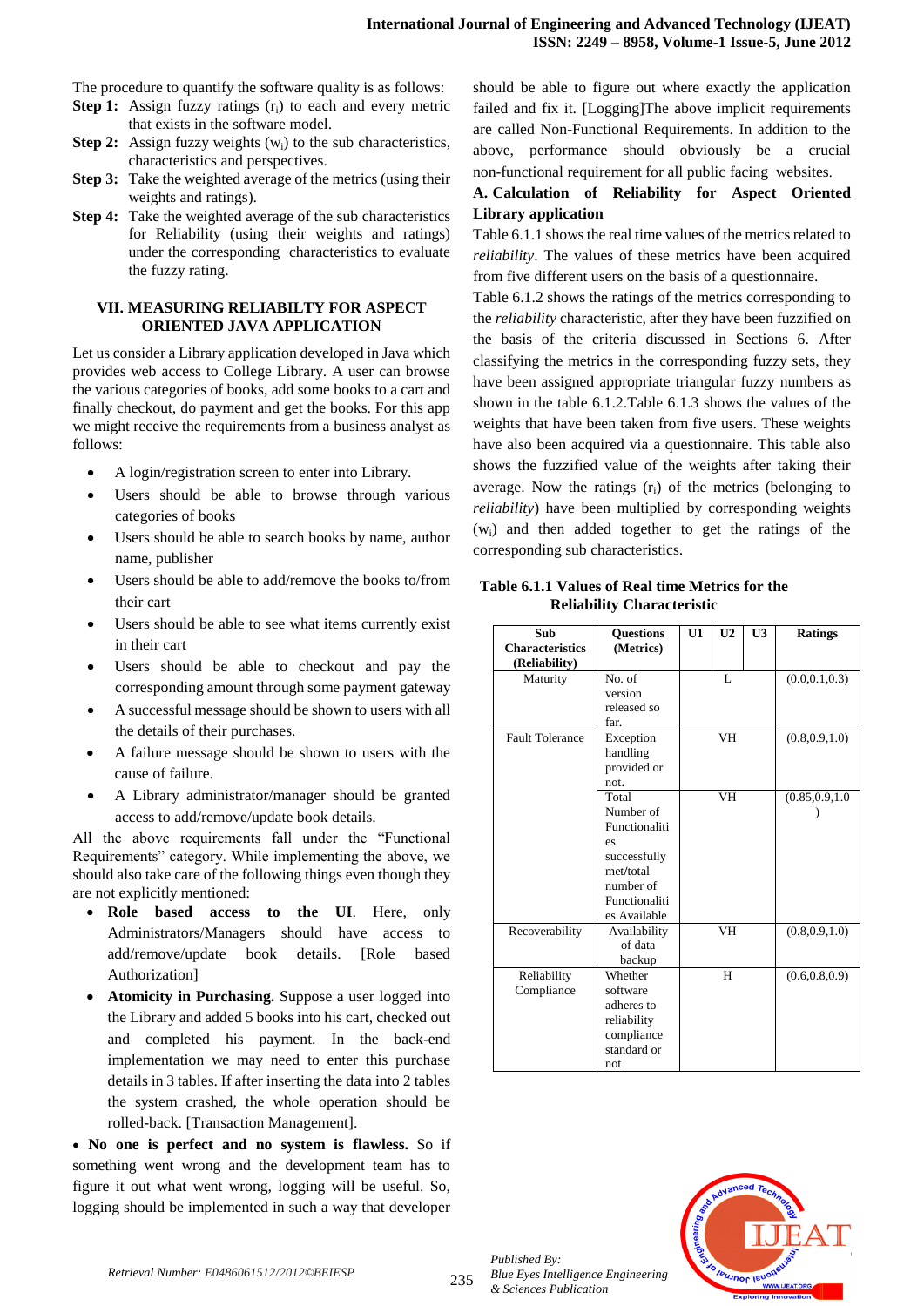The procedure to quantify the software quality is as follows:

**Step 1:** Assign fuzzy ratings ($r_i$) to each and every metric that exists in the software model.

**Step 2:** Assign fuzzy weights ($w_i$) to the sub characteristics, characteristics and perspectives.

**Step 3:** Take the weighted average of the metrics (using their weights and ratings).

**Step 4:** Take the weighted average of the sub characteristics for Reliability (using their weights and ratings) under the corresponding characteristics to evaluate the fuzzy rating.

## VII. MEASURING RELIABILTY FOR ASPECT ORIENTED JAVA APPLICATION

Let us consider a Library application developed in Java which provides web access to College Library. A user can browse the various categories of books, add some books to a cart and finally checkout, do payment and get the books. For this app we might receive the requirements from a business analyst as follows:

- A login/registration screen to enter into Library.
- Users should be able to browse through various categories of books
- Users should be able to search books by name, author name, publisher
- Users should be able to add/remove the books to/from their cart
- Users should be able to see what items currently exist in their cart
- Users should be able to checkout and pay the corresponding amount through some payment gateway
- A successful message should be shown to users with all the details of their purchases.
- A failure message should be shown to users with the cause of failure.
- A Library administrator/manager should be granted access to add/remove/update book details.

All the above requirements fall under the "Functional Requirements" category. While implementing the above, we should also take care of the following things even though they are not explicitly mentioned:

- **Role based access to the UI**. Here, only Administrators/Managers should have access to add/remove/update book details. [Role based Authorization]
- **Atomicity in Purchasing.** Suppose a user logged into the Library and added 5 books into his cart, checked out and completed his payment. In the back-end implementation we may need to enter this purchase details in 3 tables. If after inserting the data into 2 tables the system crashed, the whole operation should be rolled-back. [Transaction Management].
- **No one is perfect and no system is flawless.** So if something went wrong and the development team has to figure it out what went wrong, logging will be useful. So, logging should be implemented in such a way that developer should be able to figure out where exactly the application failed and fix it. [Logging]The above implicit requirements are called Non-Functional Requirements. In addition to the above, performance should obviously be a crucial non-functional requirement for all public facing websites.

### A. Calculation of Reliability for Aspect Oriented Library application

Table 6.1.1 shows the real time values of the metrics related to *reliability*. The values of these metrics have been acquired from five different users on the basis of a questionnaire.

Table 6.1.2 shows the ratings of the metrics corresponding to the *reliability* characteristic, after they have been fuzzified on the basis of the criteria discussed in Sections 6. After classifying the metrics in the corresponding fuzzy sets, they have been assigned appropriate triangular fuzzy numbers as shown in the table 6.1.2.Table 6.1.3 shows the values of the weights that have been taken from five users. These weights have also been acquired via a questionnaire. This table also shows the fuzzified value of the weights after taking their average. Now the ratings ($r_i$) of the metrics (belonging to *reliability*) have been multiplied by corresponding weights ($w_i$) and then added together to get the ratings of the corresponding sub characteristics.

**Table 6.1.1 Values of Real time Metrics for the Reliability Characteristic**

| Sub Characteristics (Reliability) | Questions (Metrics) | U1 | U2 | U3 | Ratings |
|---|---|---|---|---|---|
| Maturity | No. of version released so far. | | L | | (0.0,0.1,0.3) |
| Fault Tolerance | Exception handling provided or not. | | VH | | (0.8,0.9,1.0) |
| | Total Number of Functionalities successfully met/total number of Functionalities Available | | VH | | (0.85,0.9,1.0) |
| Recoverability | Availability of data backup | | VH | | (0.8,0.9,1.0) |
| Reliability Compliance | Whether software adheres to reliability compliance standard or not | | H | | (0.6,0.8,0.9) |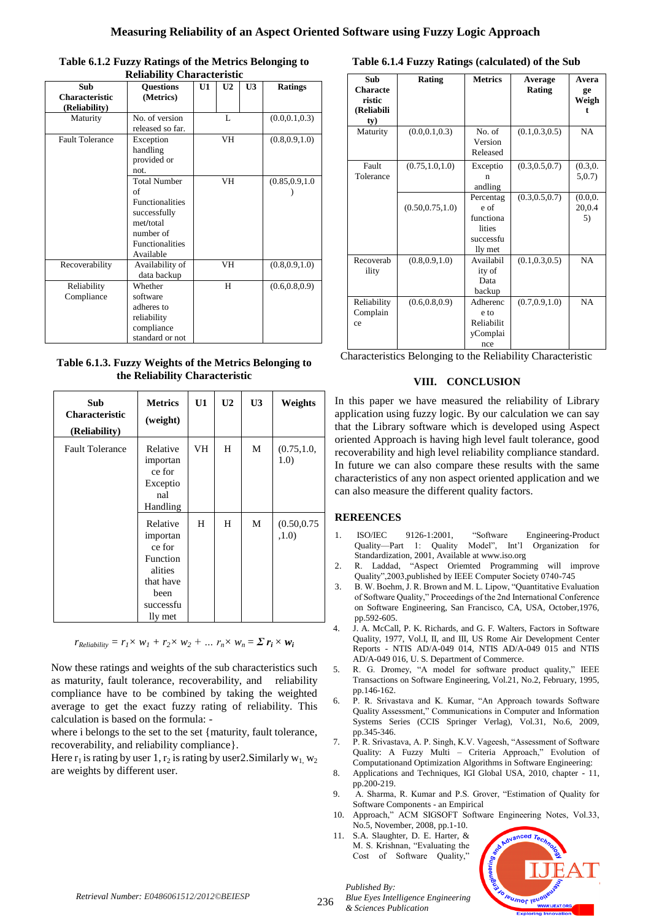**Table 6.1.2 Fuzzy Ratings of the Metrics Belonging to Reliability Characteristic**

| Sub Characteristic (Reliability) | Questions (Metrics) | U1 | U2 | U3 | Ratings |
|---|---|---|---|---|---|
| Maturity | No. of version released so far. | | L | | (0.0,0.1,0.3) |
| Fault Tolerance | Exception handling provided or not. | | VH | | (0.8,0.9,1.0) |
| | Total Number of Functionalities successfully met/total number of Functionalities Available | | VH | | (0.85,0.9,1.0) |
| Recoverability | Availability of data backup | | VH | | (0.8,0.9,1.0) |
| Reliability Compliance | Whether software adheres to reliability compliance standard or not | | H | | (0.6,0.8,0.9) |

**Table 6.1.3. Fuzzy Weights of the Metrics Belonging to the Reliability Characteristic**

| Sub Characteristic (Reliability) | Metrics (weight) | U1 | U2 | U3 | Weights |
|---|---|---|---|---|---|
| Fault Tolerance | Relative importance for Exceptional Handling | VH | H | M | (0.75,1.0, 1.0) |
| | Relative importance for Functionalities that have been successfully met | H | H | M | (0.50,0.75 ,1.0) |

$$r_{Reliability} = r_1 \times w_1 + r_2 \times w_2 + \dots r_n \times w_n = \Sigma\, r_i \times w_i$$

Now these ratings and weights of the sub characteristics such as maturity, fault tolerance, recoverability, and reliability compliance have to be combined by taking the weighted average to get the exact fuzzy rating of reliability. This calculation is based on the formula: -

where i belongs to the set to the set {maturity, fault tolerance, recoverability, and reliability compliance}.

Here $r_1$ is rating by user 1, $r_2$ is rating by user2.Similarly $w_1$, $w_2$ are weights by different user.

**Table 6.1.4 Fuzzy Ratings (calculated) of the Sub Characteristics Belonging to the Reliability Characteristic**

| Sub Characteristic (Reliability) | Rating | Metrics | Average Rating | Average Weight |
|---|---|---|---|---|
| Maturity | (0.0,0.1,0.3) | No. of Version Released | (0.1,0.3,0.5) | NA |
| Fault Tolerance | (0.75,1.0,1.0) | Exception andling | (0.3,0.5,0.7) | (0.3,0.5,0.7) |
| | (0.50,0.75,1.0) | Percentage of functionalities successfully met | (0.3,0.5,0.7) | (0.0,0.20,0.45) |
| Recoverability | (0.8,0.9,1.0) | Availability of Data backup | (0.1,0.3,0.5) | NA |
| Reliability Compliance | (0.6,0.8,0.9) | Adherence to ReliabilityCompliance | (0.7,0.9,1.0) | NA |

## VIII. CONCLUSION

In this paper we have measured the reliability of Library application using fuzzy logic. By our calculation we can say that the Library software which is developed using Aspect oriented Approach is having high level fault tolerance, good recoverability and high level reliability compliance standard. In future we can also compare these results with the same characteristics of any non aspect oriented application and we can also measure the different quality factors.

## REREENCES

1. ISO/IEC 9126-1:2001, "Software Engineering-Product Quality—Part 1: Quality Model", Int'l Organization for Standardization, 2001, Available at www.iso.org
2. R. Laddad, "Aspect Oriemted Programming will improve Quality",2003,published by IEEE Computer Society 0740-745
3. B. W. Boehm, J. R. Brown and M. L. Lipow, "Quantitative Evaluation of Software Quality," Proceedings of the 2nd International Conference on Software Engineering, San Francisco, CA, USA, October,1976, pp.592-605.
4. J. A. McCall, P. K. Richards, and G. F. Walters, Factors in Software Quality, 1977, Vol.I, II, and III, US Rome Air Development Center Reports - NTIS AD/A-049 014, NTIS AD/A-049 015 and NTIS AD/A-049 016, U. S. Department of Commerce.
5. R. G. Dromey, "A model for software product quality," IEEE Transactions on Software Engineering, Vol.21, No.2, February, 1995, pp.146-162.
6. P. R. Srivastava and K. Kumar, "An Approach towards Software Quality Assessment," Communications in Computer and Information Systems Series (CCIS Springer Verlag), Vol.31, No.6, 2009, pp.345-346.
7. P. R. Srivastava, A. P. Singh, K.V. Vageesh, "Assessment of Software Quality: A Fuzzy Multi – Criteria Approach," Evolution of Computationand Optimization Algorithms in Software Engineering:
8. Applications and Techniques, IGI Global USA, 2010, chapter - 11, pp.200-219.
9. A. Sharma, R. Kumar and P.S. Grover, "Estimation of Quality for Software Components - an Empirical
10. Approach," ACM SIGSOFT Software Engineering Notes, Vol.33, No.5, November, 2008, pp.1-10.
11. S.A. Slaughter, D. E. Harter, & M. S. Krishnan, "Evaluating the Cost of Software Quality,"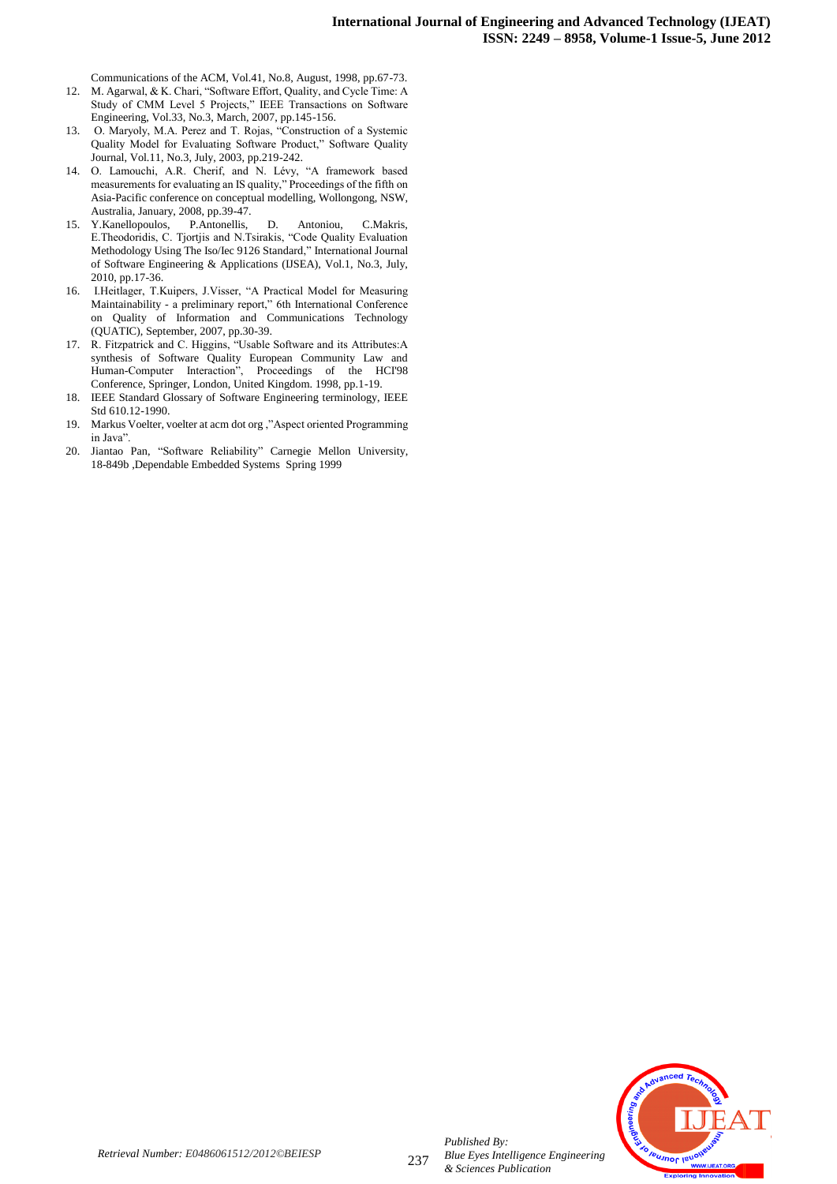Communications of the ACM, Vol.41, No.8, August, 1998, pp.67-73.

12. M. Agarwal, & K. Chari, "Software Effort, Quality, and Cycle Time: A Study of CMM Level 5 Projects," IEEE Transactions on Software Engineering, Vol.33, No.3, March, 2007, pp.145-156.
13. O. Maryoly, M.A. Perez and T. Rojas, "Construction of a Systemic Quality Model for Evaluating Software Product," Software Quality Journal, Vol.11, No.3, July, 2003, pp.219-242.
14. O. Lamouchi, A.R. Cherif, and N. Lévy, "A framework based measurements for evaluating an IS quality," Proceedings of the fifth on Asia-Pacific conference on conceptual modelling, Wollongong, NSW, Australia, January, 2008, pp.39-47.
15. Y.Kanellopoulos, P.Antonellis, D. Antoniou, C.Makris, E.Theodoridis, C. Tjortjis and N.Tsirakis, "Code Quality Evaluation Methodology Using The Iso/Iec 9126 Standard," International Journal of Software Engineering & Applications (IJSEA), Vol.1, No.3, July, 2010, pp.17-36.
16. I.Heitlager, T.Kuipers, J.Visser, "A Practical Model for Measuring Maintainability - a preliminary report," 6th International Conference on Quality of Information and Communications Technology (QUATIC), September, 2007, pp.30-39.
17. R. Fitzpatrick and C. Higgins, "Usable Software and its Attributes:A synthesis of Software Quality European Community Law and Human-Computer Interaction", Proceedings of the HCI'98 Conference, Springer, London, United Kingdom. 1998, pp.1-19.
18. IEEE Standard Glossary of Software Engineering terminology, IEEE Std 610.12-1990.
19. Markus Voelter, voelter at acm dot org ,"Aspect oriented Programming in Java".
20. Jiantao Pan, "Software Reliability" Carnegie Mellon University, 18-849b ,Dependable Embedded Systems Spring 1999